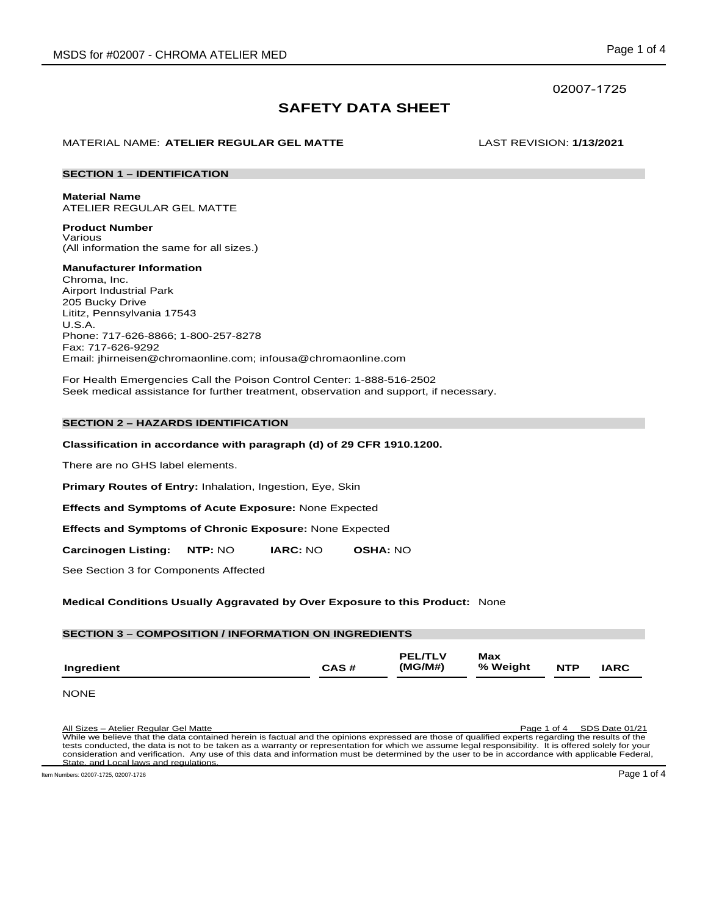02007-1725

# SAFETY DATA SHEET

MATERIAL NAME: **ATELIER REGULAR GEL MATTE** LAST REVISION: **1/13/2021**

## SECTION 1 – IDENTIFICATION

**Material Name**
ATELIER REGULAR GEL MATTE

**Product Number**
Various
(All information the same for all sizes.)

**Manufacturer Information**
Chroma, Inc.
Airport Industrial Park
205 Bucky Drive
Lititz, Pennsylvania 17543
U.S.A.
Phone: 717-626-8866; 1-800-257-8278
Fax: 717-626-9292
Email: jhirneisen@chromaonline.com; infousa@chromaonline.com

For Health Emergencies Call the Poison Control Center: 1-888-516-2502
Seek medical assistance for further treatment, observation and support, if necessary.

## SECTION 2 – HAZARDS IDENTIFICATION

**Classification in accordance with paragraph (d) of 29 CFR 1910.1200.**

There are no GHS label elements.

**Primary Routes of Entry:** Inhalation, Ingestion, Eye, Skin

**Effects and Symptoms of Acute Exposure:** None Expected

**Effects and Symptoms of Chronic Exposure:** None Expected

**Carcinogen Listing:** **NTP:** NO **IARC:** NO **OSHA:** NO

See Section 3 for Components Affected

**Medical Conditions Usually Aggravated by Over Exposure to this Product:** None

## SECTION 3 – COMPOSITION / INFORMATION ON INGREDIENTS

| Ingredient | CAS # | PEL/TLV (MG/M#) | Max % Weight | NTP | IARC |
|---|---|---|---|---|---|

NONE

All Sizes – Atelier Regular Gel Matte SDS Date 01/21

While we believe that the data contained herein is factual and the opinions expressed are those of qualified experts regarding the results of the tests conducted, the data is not to be taken as a warranty or representation for which we assume legal responsibility. It is offered solely for your consideration and verification. Any use of this data and information must be determined by the user to be in accordance with applicable Federal, State, and Local laws and regulations.

Item Numbers: 02007-1725, 02007-1726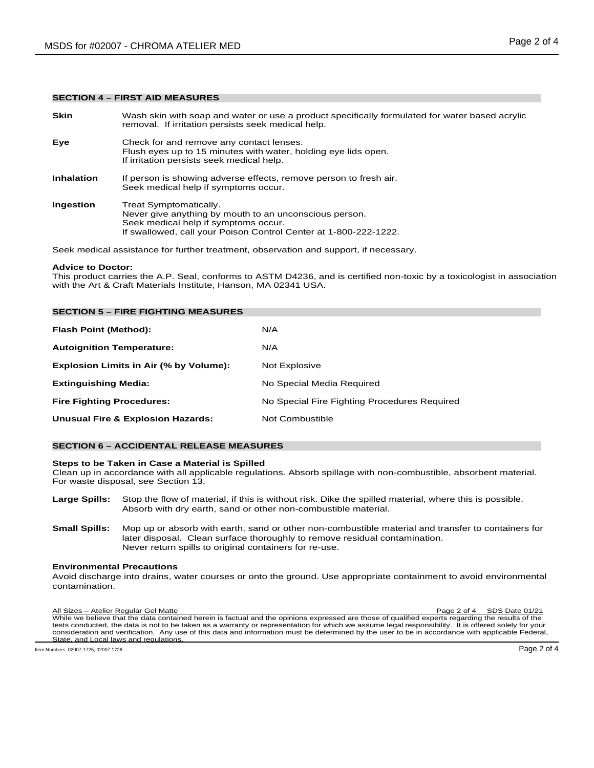## SECTION 4 – FIRST AID MEASURES

**Skin** Wash skin with soap and water or use a product specifically formulated for water based acrylic removal. If irritation persists seek medical help.

**Eye** Check for and remove any contact lenses.
Flush eyes up to 15 minutes with water, holding eye lids open.
If irritation persists seek medical help.

**Inhalation** If person is showing adverse effects, remove person to fresh air.
Seek medical help if symptoms occur.

**Ingestion** Treat Symptomatically.
Never give anything by mouth to an unconscious person.
Seek medical help if symptoms occur.
If swallowed, call your Poison Control Center at 1-800-222-1222.

Seek medical assistance for further treatment, observation and support, if necessary.

**Advice to Doctor:**
This product carries the A.P. Seal, conforms to ASTM D4236, and is certified non-toxic by a toxicologist in association with the Art & Craft Materials Institute, Hanson, MA 02341 USA.

## SECTION 5 – FIRE FIGHTING MEASURES

| | |
|---|---|
| **Flash Point (Method):** | N/A |
| **Autoignition Temperature:** | N/A |
| **Explosion Limits in Air (% by Volume):** | Not Explosive |
| **Extinguishing Media:** | No Special Media Required |
| **Fire Fighting Procedures:** | No Special Fire Fighting Procedures Required |
| **Unusual Fire & Explosion Hazards:** | Not Combustible |

## SECTION 6 – ACCIDENTAL RELEASE MEASURES

**Steps to be Taken in Case a Material is Spilled**
Clean up in accordance with all applicable regulations. Absorb spillage with non-combustible, absorbent material. For waste disposal, see Section 13.

**Large Spills:** Stop the flow of material, if this is without risk. Dike the spilled material, where this is possible. Absorb with dry earth, sand or other non-combustible material.

**Small Spills:** Mop up or absorb with earth, sand or other non-combustible material and transfer to containers for later disposal. Clean surface thoroughly to remove residual contamination.
Never return spills to original containers for re-use.

**Environmental Precautions**
Avoid discharge into drains, water courses or onto the ground. Use appropriate containment to avoid environmental contamination.

All Sizes – Atelier Regular Gel Matte SDS Date 01/21

While we believe that the data contained herein is factual and the opinions expressed are those of qualified experts regarding the results of the tests conducted, the data is not to be taken as a warranty or representation for which we assume legal responsibility. It is offered solely for your consideration and verification. Any use of this data and information must be determined by the user to be in accordance with applicable Federal, State, and Local laws and regulations.

Item Numbers: 02007-1725, 02007-1726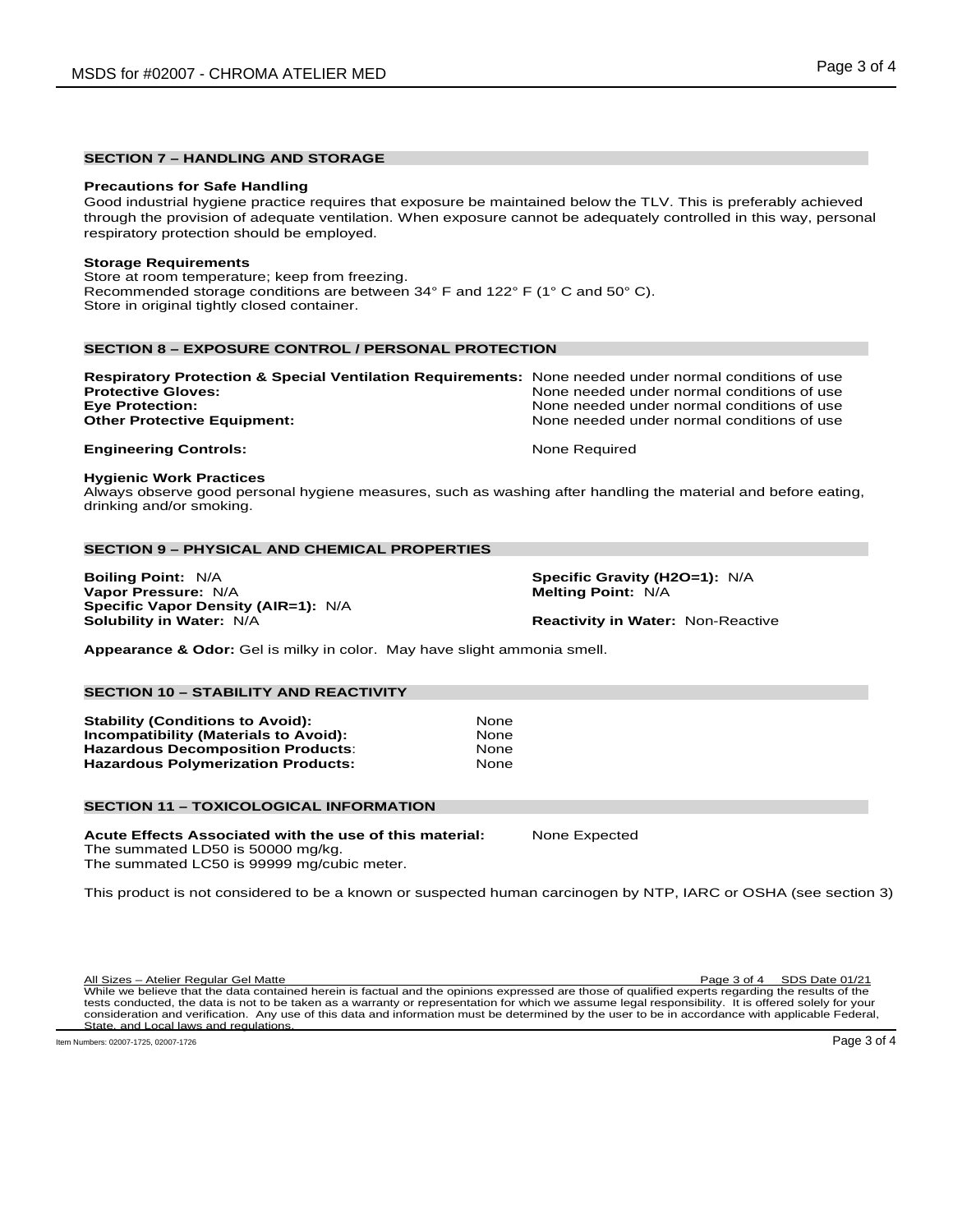## SECTION 7 – HANDLING AND STORAGE

**Precautions for Safe Handling**
Good industrial hygiene practice requires that exposure be maintained below the TLV. This is preferably achieved through the provision of adequate ventilation. When exposure cannot be adequately controlled in this way, personal respiratory protection should be employed.

**Storage Requirements**
Store at room temperature; keep from freezing.
Recommended storage conditions are between 34° F and 122° F (1° C and 50° C).
Store in original tightly closed container.

## SECTION 8 – EXPOSURE CONTROL / PERSONAL PROTECTION

**Respiratory Protection & Special Ventilation Requirements:** None needed under normal conditions of use
**Protective Gloves:** None needed under normal conditions of use
**Eye Protection:** None needed under normal conditions of use
**Other Protective Equipment:** None needed under normal conditions of use

**Engineering Controls:** None Required

**Hygienic Work Practices**
Always observe good personal hygiene measures, such as washing after handling the material and before eating, drinking and/or smoking.

## SECTION 9 – PHYSICAL AND CHEMICAL PROPERTIES

**Boiling Point:** N/A
**Vapor Pressure:** N/A
**Specific Vapor Density (AIR=1):** N/A
**Solubility in Water:** N/A
**Specific Gravity (H2O=1):** N/A
**Melting Point:** N/A
**Reactivity in Water:** Non-Reactive

**Appearance & Odor:** Gel is milky in color. May have slight ammonia smell.

## SECTION 10 – STABILITY AND REACTIVITY

**Stability (Conditions to Avoid):** None
**Incompatibility (Materials to Avoid):** None
**Hazardous Decomposition Products**: None
**Hazardous Polymerization Products:** None

## SECTION 11 – TOXICOLOGICAL INFORMATION

**Acute Effects Associated with the use of this material:** None Expected
The summated LD50 is 50000 mg/kg.
The summated LC50 is 99999 mg/cubic meter.

This product is not considered to be a known or suspected human carcinogen by NTP, IARC or OSHA (see section 3)

All Sizes – Atelier Regular Gel Matte SDS Date 01/21
While we believe that the data contained herein is factual and the opinions expressed are those of qualified experts regarding the results of the tests conducted, the data is not to be taken as a warranty or representation for which we assume legal responsibility. It is offered solely for your consideration and verification. Any use of this data and information must be determined by the user to be in accordance with applicable Federal, State, and Local laws and regulations.

Item Numbers: 02007-1725, 02007-1726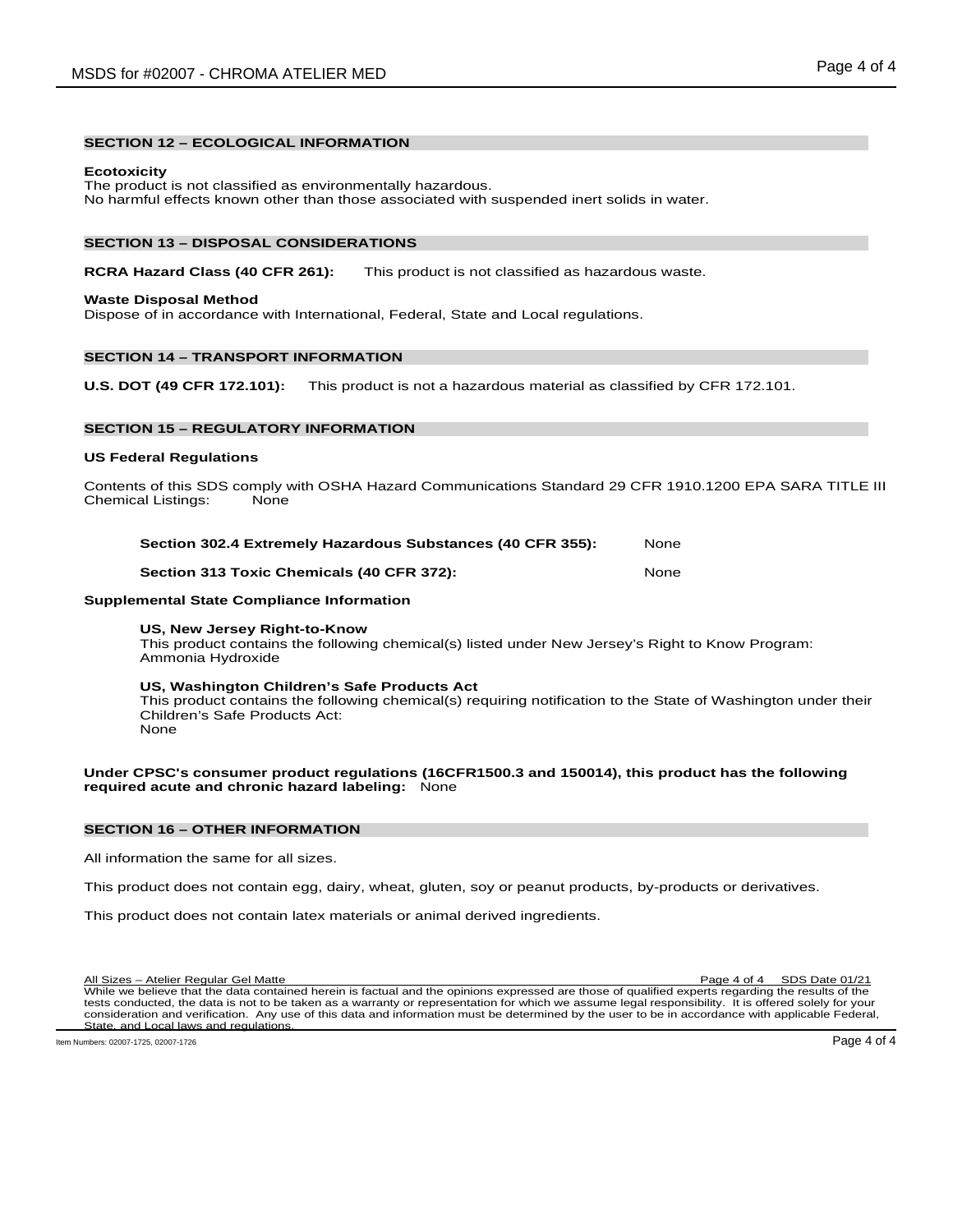## SECTION 12 – ECOLOGICAL INFORMATION

**Ecotoxicity**
The product is not classified as environmentally hazardous.
No harmful effects known other than those associated with suspended inert solids in water.

## SECTION 13 – DISPOSAL CONSIDERATIONS

**RCRA Hazard Class (40 CFR 261):** This product is not classified as hazardous waste.

**Waste Disposal Method**
Dispose of in accordance with International, Federal, State and Local regulations.

## SECTION 14 – TRANSPORT INFORMATION

**U.S. DOT (49 CFR 172.101):** This product is not a hazardous material as classified by CFR 172.101.

## SECTION 15 – REGULATORY INFORMATION

**US Federal Regulations**

Contents of this SDS comply with OSHA Hazard Communications Standard 29 CFR 1910.1200 EPA SARA TITLE III Chemical Listings: None

**Section 302.4 Extremely Hazardous Substances (40 CFR 355):** None

**Section 313 Toxic Chemicals (40 CFR 372):** None

**Supplemental State Compliance Information**

**US, New Jersey Right-to-Know**
This product contains the following chemical(s) listed under New Jersey's Right to Know Program:
Ammonia Hydroxide

**US, Washington Children's Safe Products Act**
This product contains the following chemical(s) requiring notification to the State of Washington under their Children's Safe Products Act:
None

**Under CPSC's consumer product regulations (16CFR1500.3 and 150014), this product has the following required acute and chronic hazard labeling:** None

## SECTION 16 – OTHER INFORMATION

All information the same for all sizes.

This product does not contain egg, dairy, wheat, gluten, soy or peanut products, by-products or derivatives.

This product does not contain latex materials or animal derived ingredients.

All Sizes – Atelier Regular Gel Matte SDS Date 01/21

While we believe that the data contained herein is factual and the opinions expressed are those of qualified experts regarding the results of the tests conducted, the data is not to be taken as a warranty or representation for which we assume legal responsibility. It is offered solely for your consideration and verification. Any use of this data and information must be determined by the user to be in accordance with applicable Federal, State, and Local laws and regulations.

Item Numbers: 02007-1725, 02007-1726